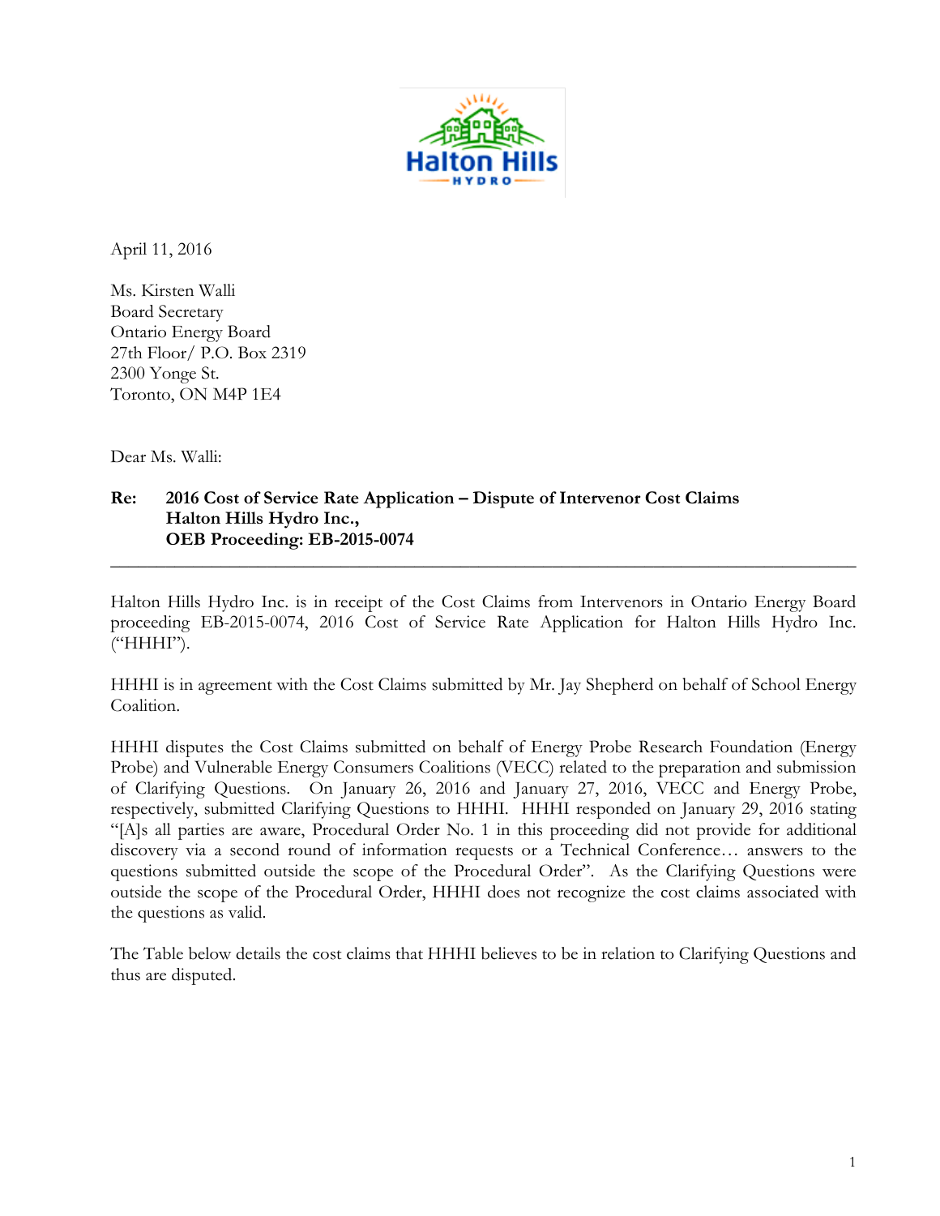April 11, 2016

Ms. Kirsten Walli  
Board Secretary  
Ontario Energy Board  
27th Floor/ P.O. Box 2319  
2300 Yonge St.  
Toronto, ON M4P 1E4

Dear Ms. Walli:

**Re: 2016 Cost of Service Rate Application – Dispute of Intervenor Cost Claims**  
**Halton Hills Hydro Inc.,**  
**OEB Proceeding: EB-2015-0074**

---

Halton Hills Hydro Inc. is in receipt of the Cost Claims from Intervenors in Ontario Energy Board proceeding EB-2015-0074, 2016 Cost of Service Rate Application for Halton Hills Hydro Inc. ("HHHI").

HHHI is in agreement with the Cost Claims submitted by Mr. Jay Shepherd on behalf of School Energy Coalition.

HHHI disputes the Cost Claims submitted on behalf of Energy Probe Research Foundation (Energy Probe) and Vulnerable Energy Consumers Coalitions (VECC) related to the preparation and submission of Clarifying Questions. On January 26, 2016 and January 27, 2016, VECC and Energy Probe, respectively, submitted Clarifying Questions to HHHI. HHHI responded on January 29, 2016 stating "[A]s all parties are aware, Procedural Order No. 1 in this proceeding did not provide for additional discovery via a second round of information requests or a Technical Conference… answers to the questions submitted outside the scope of the Procedural Order". As the Clarifying Questions were outside the scope of the Procedural Order, HHHI does not recognize the cost claims associated with the questions as valid.

The Table below details the cost claims that HHHI believes to be in relation to Clarifying Questions and thus are disputed.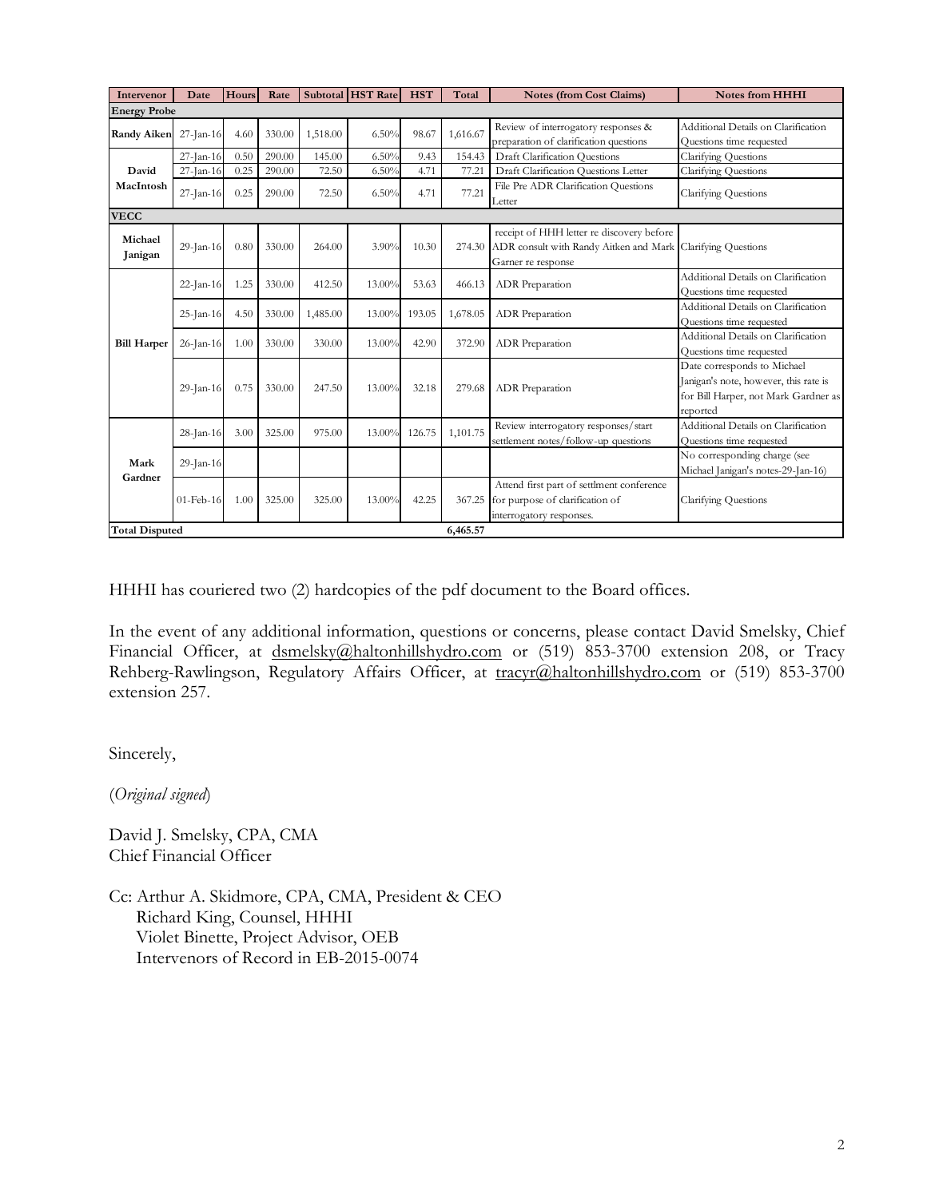| Intervenor | Date | Hours | Rate | Subtotal | HST Rate | HST | Total | Notes (from Cost Claims) | Notes from HHHI |
|---|---|---|---|---|---|---|---|---|---|
| **Energy Probe** | | | | | | | | | |
| **Randy Aiken** | 27-Jan-16 | 4.60 | 330.00 | 1,518.00 | 6.50% | 98.67 | 1,616.67 | Review of interrogatory responses & preparation of clarification questions | Additional Details on Clarification Questions time requested |
| **David MacIntosh** | 27-Jan-16 | 0.50 | 290.00 | 145.00 | 6.50% | 9.43 | 154.43 | Draft Clarification Questions | Clarifying Questions |
| | 27-Jan-16 | 0.25 | 290.00 | 72.50 | 6.50% | 4.71 | 77.21 | Draft Clarification Questions Letter | Clarifying Questions |
| | 27-Jan-16 | 0.25 | 290.00 | 72.50 | 6.50% | 4.71 | 77.21 | File Pre ADR Clarification Questions Letter | Clarifying Questions |
| **VECC** | | | | | | | | | |
| **Michael Janigan** | 29-Jan-16 | 0.80 | 330.00 | 264.00 | 3.90% | 10.30 | 274.30 | receipt of HHH letter re discovery before ADR consult with Randy Aitken and Mark Garner re response | Clarifying Questions |
| **Bill Harper** | 22-Jan-16 | 1.25 | 330.00 | 412.50 | 13.00% | 53.63 | 466.13 | ADR Preparation | Additional Details on Clarification Questions time requested |
| | 25-Jan-16 | 4.50 | 330.00 | 1,485.00 | 13.00% | 193.05 | 1,678.05 | ADR Preparation | Additional Details on Clarification Questions time requested |
| | 26-Jan-16 | 1.00 | 330.00 | 330.00 | 13.00% | 42.90 | 372.90 | ADR Preparation | Additional Details on Clarification Questions time requested |
| | 29-Jan-16 | 0.75 | 330.00 | 247.50 | 13.00% | 32.18 | 279.68 | ADR Preparation | Date corresponds to Michael Janigan's note, however, this rate is for Bill Harper, not Mark Gardner as reported |
| **Mark Gardner** | 28-Jan-16 | 3.00 | 325.00 | 975.00 | 13.00% | 126.75 | 1,101.75 | Review interrogatory responses/start settlement notes/follow-up questions | Additional Details on Clarification Questions time requested |
| | 29-Jan-16 | | | | | | | | No corresponding charge (see Michael Janigan's notes-29-Jan-16) |
| | 01-Feb-16 | 1.00 | 325.00 | 325.00 | 13.00% | 42.25 | 367.25 | Attend first part of settlment conference for purpose of clarification of interrogatory responses. | Clarifying Questions |
| **Total Disputed** | | | | | | | 6,465.57 | | |

HHHI has couriered two (2) hardcopies of the pdf document to the Board offices.

In the event of any additional information, questions or concerns, please contact David Smelsky, Chief Financial Officer, at dsmelsky@haltonhillshydro.com or (519) 853-3700 extension 208, or Tracy Rehberg-Rawlingson, Regulatory Affairs Officer, at tracyr@haltonhillshydro.com or (519) 853-3700 extension 257.

Sincerely,

(*Original signed*)

David J. Smelsky, CPA, CMA
Chief Financial Officer

Cc: Arthur A. Skidmore, CPA, CMA, President & CEO
Richard King, Counsel, HHHI
Violet Binette, Project Advisor, OEB
Intervenors of Record in EB-2015-0074